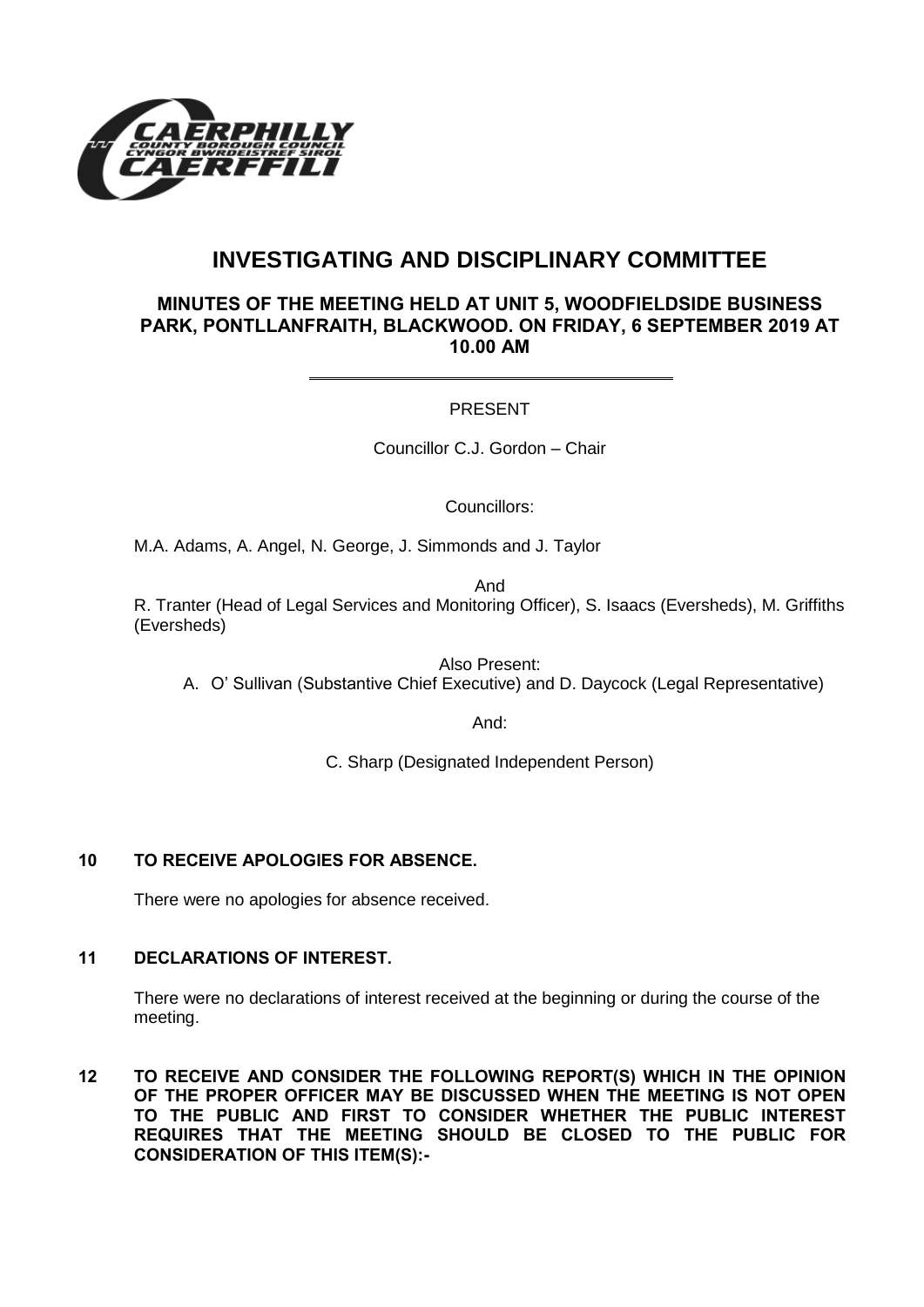# INVESTIGATING AND DISCIPLINARY COMMITTEE

## MINUTES OF THE MEETING HELD AT UNIT 5, WOODFIELDSIDE BUSINESS PARK, PONTLLANFRAITH, BLACKWOOD. ON FRIDAY, 6 SEPTEMBER 2019 AT 10.00 AM

PRESENT

Councillor C.J. Gordon – Chair

Councillors:

M.A. Adams, A. Angel, N. George, J. Simmonds and J. Taylor

And

R. Tranter (Head of Legal Services and Monitoring Officer), S. Isaacs (Eversheds), M. Griffiths (Eversheds)

Also Present:

A. O' Sullivan (Substantive Chief Executive) and D. Daycock (Legal Representative)

And:

C. Sharp (Designated Independent Person)

**10 TO RECEIVE APOLOGIES FOR ABSENCE.**

There were no apologies for absence received.

**11 DECLARATIONS OF INTEREST.**

There were no declarations of interest received at the beginning or during the course of the meeting.

**12 TO RECEIVE AND CONSIDER THE FOLLOWING REPORT(S) WHICH IN THE OPINION OF THE PROPER OFFICER MAY BE DISCUSSED WHEN THE MEETING IS NOT OPEN TO THE PUBLIC AND FIRST TO CONSIDER WHETHER THE PUBLIC INTEREST REQUIRES THAT THE MEETING SHOULD BE CLOSED TO THE PUBLIC FOR CONSIDERATION OF THIS ITEM(S):-**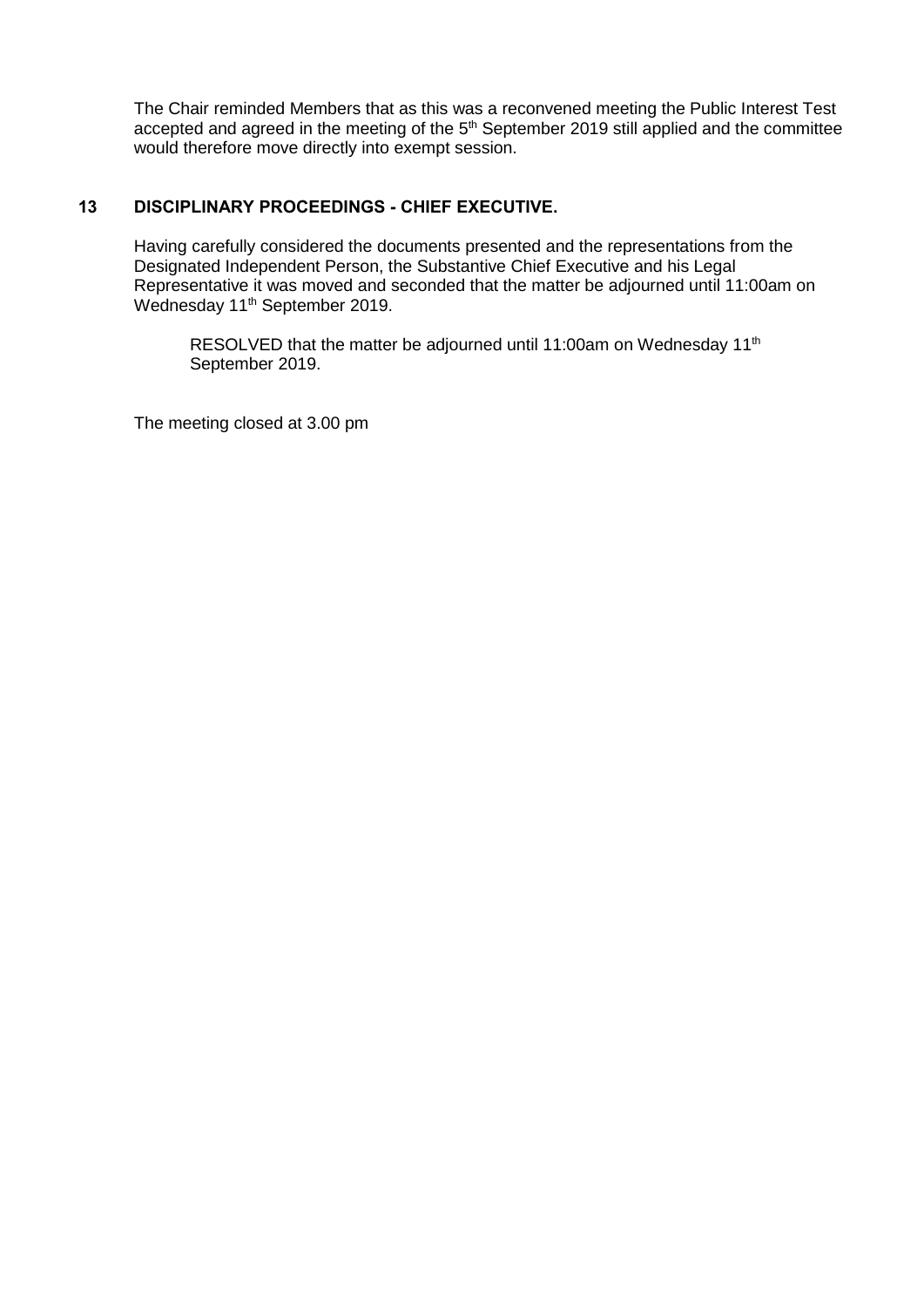The Chair reminded Members that as this was a reconvened meeting the Public Interest Test accepted and agreed in the meeting of the 5th September 2019 still applied and the committee would therefore move directly into exempt session.

## 13 DISCIPLINARY PROCEEDINGS - CHIEF EXECUTIVE.

Having carefully considered the documents presented and the representations from the Designated Independent Person, the Substantive Chief Executive and his Legal Representative it was moved and seconded that the matter be adjourned until 11:00am on Wednesday 11th September 2019.

> RESOLVED that the matter be adjourned until 11:00am on Wednesday 11th September 2019.

The meeting closed at 3.00 pm